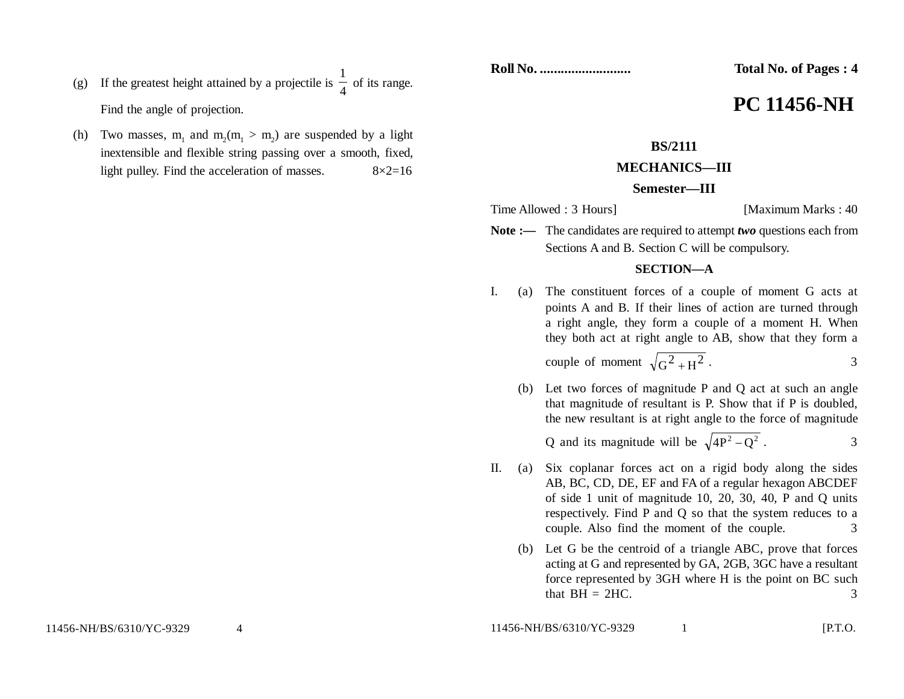Roll No. .......................... **Total No. of Pages : 4**

# PC 11456-NH

**BS/2111**

**MECHANICS—III**

**Semester—III**

Time Allowed : 3 Hours] [Maximum Marks : 40

**Note :—** The candidates are required to attempt ***two*** questions each from Sections A and B. Section C will be compulsory.

## SECTION—A

I. (a) The constituent forces of a couple of moment G acts at points A and B. If their lines of action are turned through a right angle, they form a couple of a moment H. When they both act at right angle to AB, show that they form a couple of moment $\sqrt{G^2 + H^2}$. 3

(b) Let two forces of magnitude P and Q act at such an angle that magnitude of resultant is P. Show that if P is doubled, the new resultant is at right angle to the force of magnitude Q and its magnitude will be $\sqrt{4P^2 - Q^2}$. 3

II. (a) Six coplanar forces act on a rigid body along the sides AB, BC, CD, DE, EF and FA of a regular hexagon ABCDEF of side 1 unit of magnitude 10, 20, 30, 40, P and Q units respectively. Find P and Q so that the system reduces to a couple. Also find the moment of the couple. 3

(b) Let G be the centroid of a triangle ABC, prove that forces acting at G and represented by GA, 2GB, 3GC have a resultant force represented by 3GH where H is the point on BC such that BH = 2HC. 3

(g) If the greatest height attained by a projectile is $\frac{1}{4}$ of its range. Find the angle of projection.

(h) Two masses, $m_1$ and $m_2$($m_1 > m_2$) are suspended by a light inextensible and flexible string passing over a smooth, fixed, light pulley. Find the acceleration of masses. 8×2=16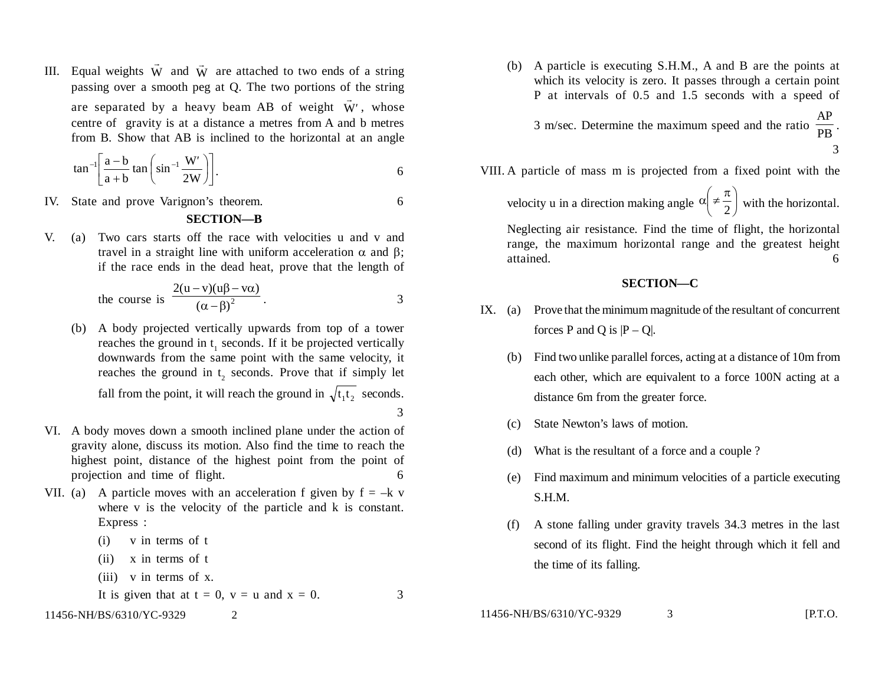III. Equal weights $\vec{W}$ and $\vec{W}$ are attached to two ends of a string passing over a smooth peg at Q. The two portions of the string are separated by a heavy beam AB of weight $\vec{W'}$, whose centre of gravity is at a distance a metres from A and b metres from B. Show that AB is inclined to the horizontal at an angle

$$\tan^{-1}\left[\frac{a-b}{a+b}\tan\left(\sin^{-1}\frac{W'}{2W}\right)\right].$$ 6

IV. State and prove Varignon's theorem. 6

**SECTION—B**

V. (a) Two cars starts off the race with velocities u and v and travel in a straight line with uniform acceleration $\alpha$ and $\beta$; if the race ends in the dead heat, prove that the length of the course is $\dfrac{2(u-v)(u\beta - v\alpha)}{(\alpha-\beta)^2}$. 3

(b) A body projected vertically upwards from top of a tower reaches the ground in $t_1$ seconds. If it be projected vertically downwards from the same point with the same velocity, it reaches the ground in $t_2$ seconds. Prove that if simply let fall from the point, it will reach the ground in $\sqrt{t_1 t_2}$ seconds. 3

VI. A body moves down a smooth inclined plane under the action of gravity alone, discuss its motion. Also find the time to reach the highest point, distance of the highest point from the point of projection and time of flight. 6

VII. (a) A particle moves with an acceleration f given by $f = -k\,v$ where v is the velocity of the particle and k is constant. Express :

(i) v in terms of t

(ii) x in terms of t

(iii) v in terms of x.

It is given that at $t = 0$, $v = u$ and $x = 0$. 3

(b) A particle is executing S.H.M., A and B are the points at which its velocity is zero. It passes through a certain point P at intervals of 0.5 and 1.5 seconds with a speed of 3 m/sec. Determine the maximum speed and the ratio $\dfrac{AP}{PB}$. 3

VIII. A particle of mass m is projected from a fixed point with the velocity u in a direction making angle $\alpha\left(\neq \dfrac{\pi}{2}\right)$ with the horizontal. Neglecting air resistance. Find the time of flight, the horizontal range, the maximum horizontal range and the greatest height attained. 6

**SECTION—C**

IX. (a) Prove that the minimum magnitude of the resultant of concurrent forces P and Q is $|P - Q|$.

(b) Find two unlike parallel forces, acting at a distance of 10m from each other, which are equivalent to a force 100N acting at a distance 6m from the greater force.

(c) State Newton's laws of motion.

(d) What is the resultant of a force and a couple ?

(e) Find maximum and minimum velocities of a particle executing S.H.M.

(f) A stone falling under gravity travels 34.3 metres in the last second of its flight. Find the height through which it fell and the time of its falling.